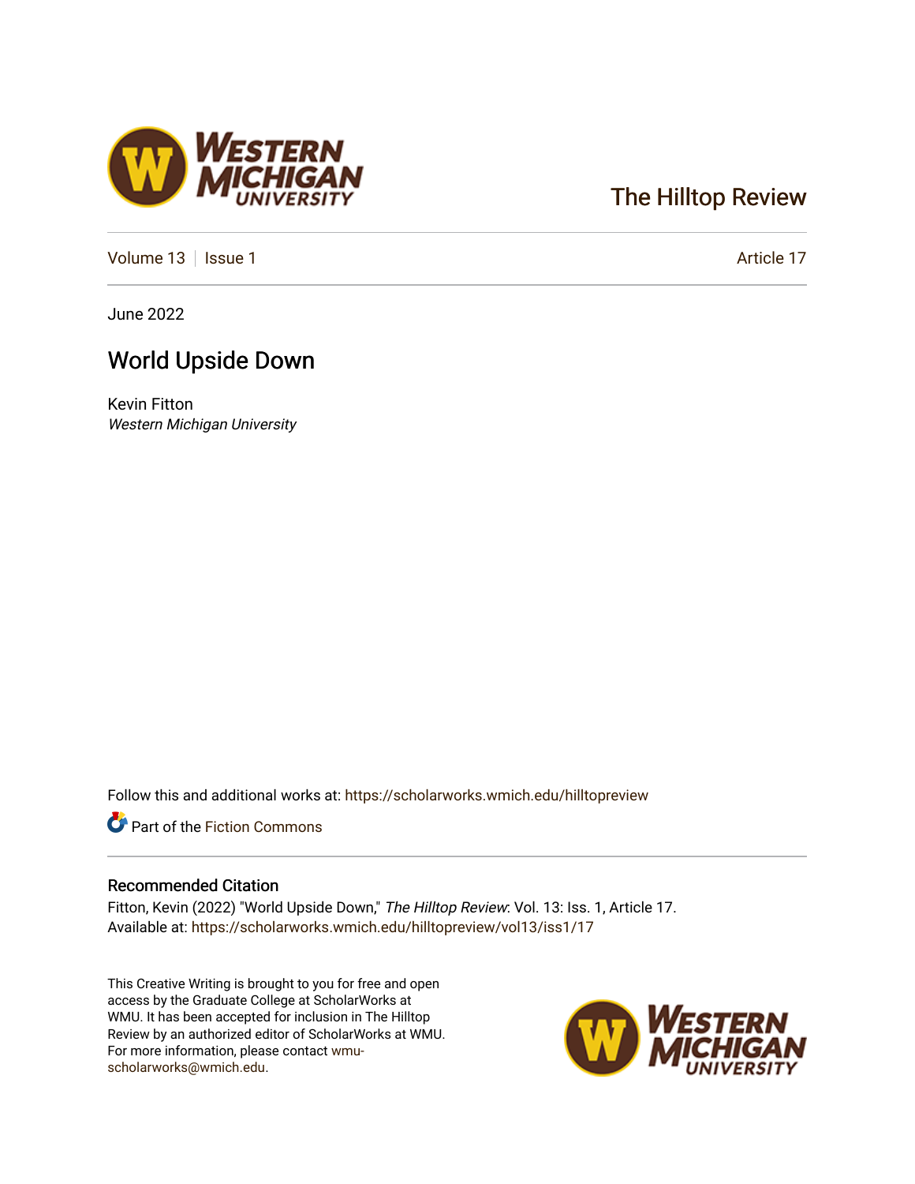The Hilltop Review

Volume 13 | Issue 1 | Article 17

June 2022

# World Upside Down

Kevin Fitton
*Western Michigan University*

Follow this and additional works at: https://scholarworks.wmich.edu/hilltopreview

Part of the Fiction Commons

## Recommended Citation

Fitton, Kevin (2022) "World Upside Down," *The Hilltop Review*: Vol. 13: Iss. 1, Article 17.
Available at: https://scholarworks.wmich.edu/hilltopreview/vol13/iss1/17

This Creative Writing is brought to you for free and open access by the Graduate College at ScholarWorks at WMU. It has been accepted for inclusion in The Hilltop Review by an authorized editor of ScholarWorks at WMU. For more information, please contact wmu-scholarworks@wmich.edu.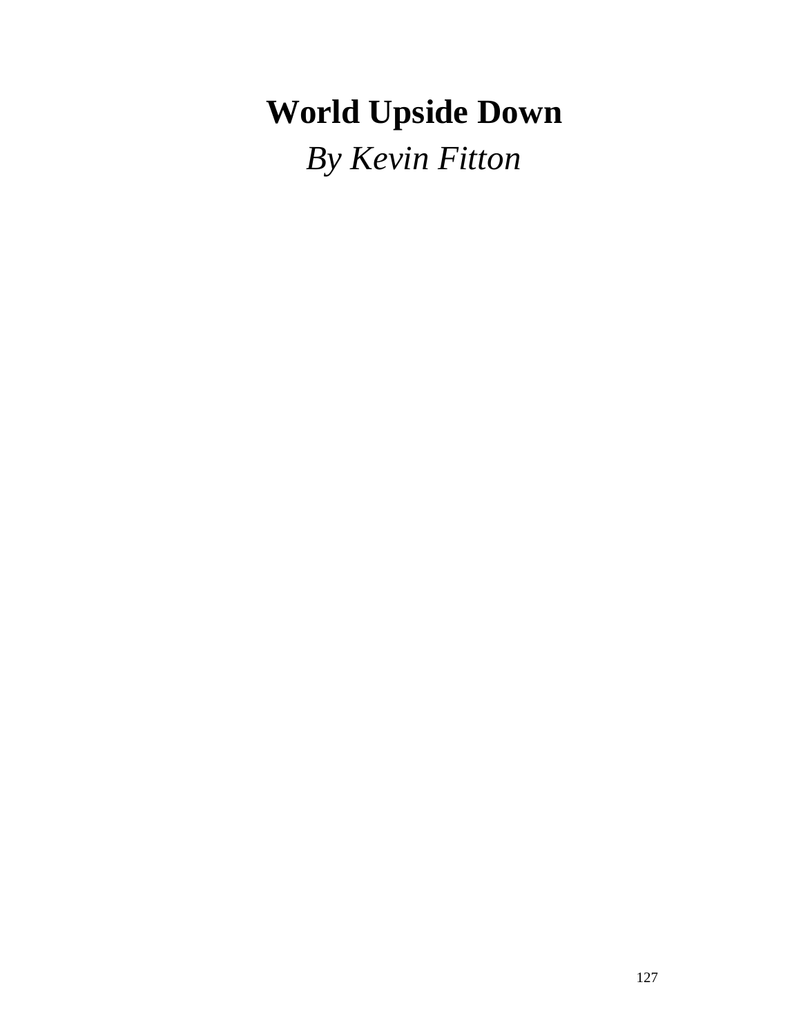# World Upside Down

*By Kevin Fitton*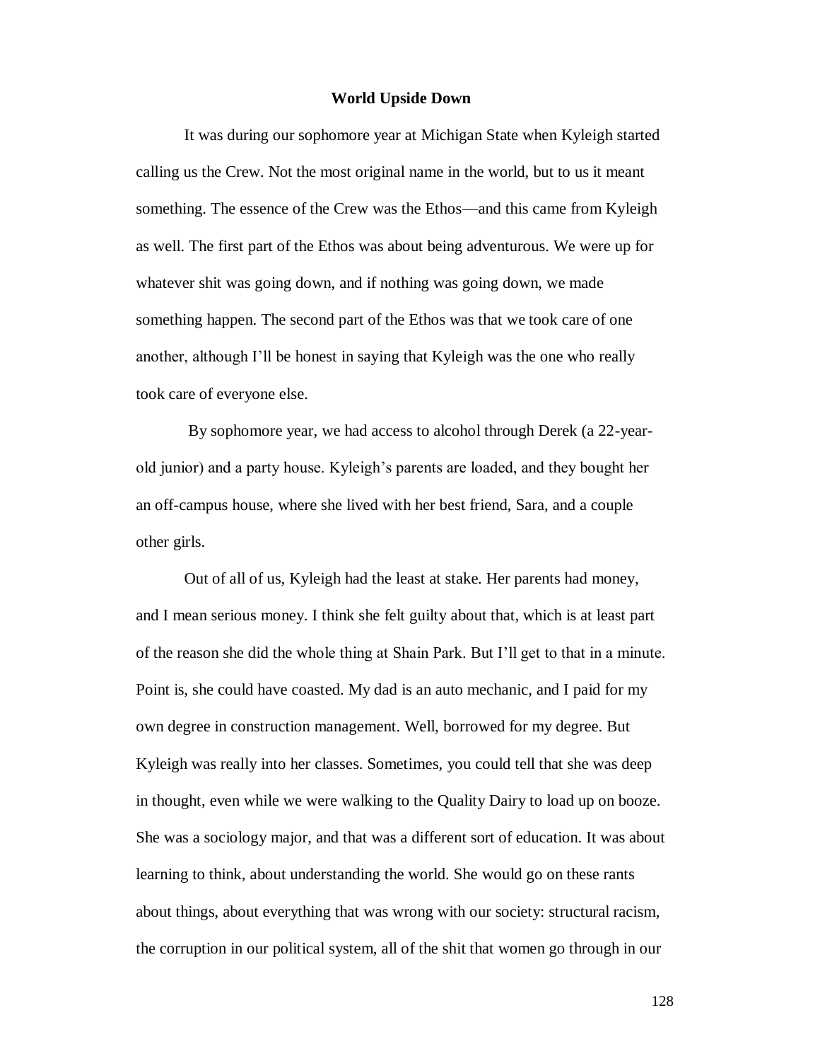**World Upside Down**

It was during our sophomore year at Michigan State when Kyleigh started calling us the Crew. Not the most original name in the world, but to us it meant something. The essence of the Crew was the Ethos—and this came from Kyleigh as well. The first part of the Ethos was about being adventurous. We were up for whatever shit was going down, and if nothing was going down, we made something happen. The second part of the Ethos was that we took care of one another, although I'll be honest in saying that Kyleigh was the one who really took care of everyone else.

By sophomore year, we had access to alcohol through Derek (a 22-year-old junior) and a party house. Kyleigh's parents are loaded, and they bought her an off-campus house, where she lived with her best friend, Sara, and a couple other girls.

Out of all of us, Kyleigh had the least at stake. Her parents had money, and I mean serious money. I think she felt guilty about that, which is at least part of the reason she did the whole thing at Shain Park. But I'll get to that in a minute. Point is, she could have coasted. My dad is an auto mechanic, and I paid for my own degree in construction management. Well, borrowed for my degree. But Kyleigh was really into her classes. Sometimes, you could tell that she was deep in thought, even while we were walking to the Quality Dairy to load up on booze. She was a sociology major, and that was a different sort of education. It was about learning to think, about understanding the world. She would go on these rants about things, about everything that was wrong with our society: structural racism, the corruption in our political system, all of the shit that women go through in our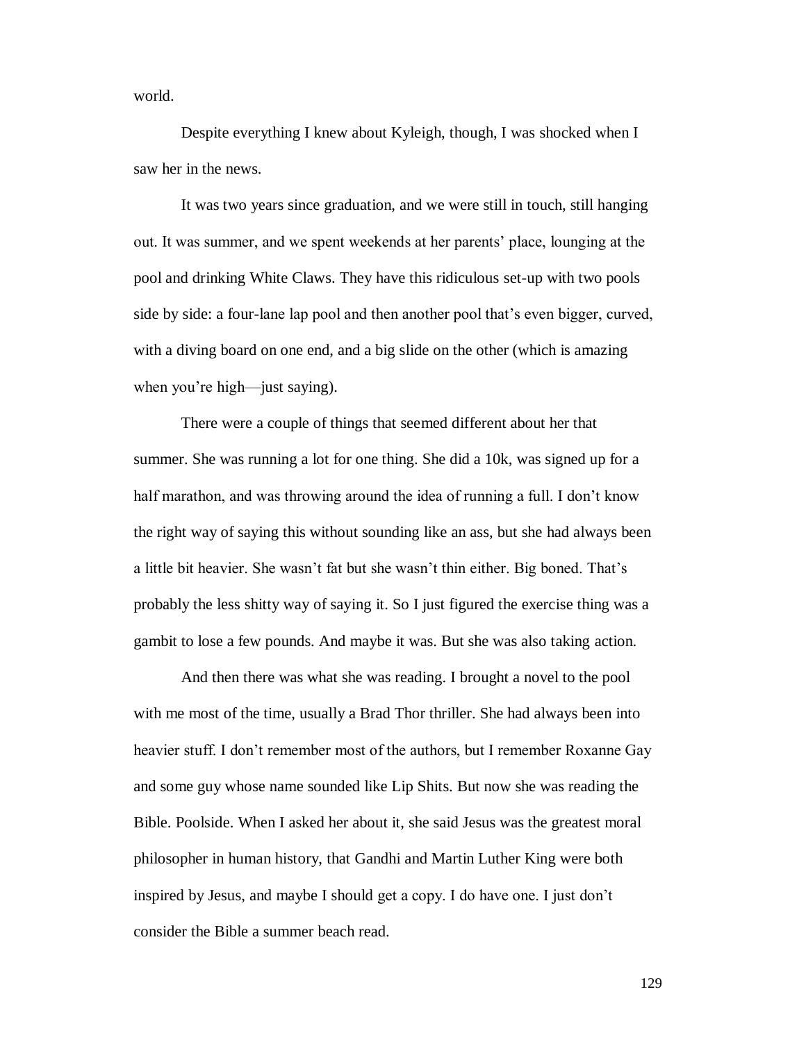world.

Despite everything I knew about Kyleigh, though, I was shocked when I saw her in the news.

It was two years since graduation, and we were still in touch, still hanging out. It was summer, and we spent weekends at her parents' place, lounging at the pool and drinking White Claws. They have this ridiculous set-up with two pools side by side: a four-lane lap pool and then another pool that's even bigger, curved, with a diving board on one end, and a big slide on the other (which is amazing when you're high—just saying).

There were a couple of things that seemed different about her that summer. She was running a lot for one thing. She did a 10k, was signed up for a half marathon, and was throwing around the idea of running a full. I don't know the right way of saying this without sounding like an ass, but she had always been a little bit heavier. She wasn't fat but she wasn't thin either. Big boned. That's probably the less shitty way of saying it. So I just figured the exercise thing was a gambit to lose a few pounds. And maybe it was. But she was also taking action.

And then there was what she was reading. I brought a novel to the pool with me most of the time, usually a Brad Thor thriller. She had always been into heavier stuff. I don't remember most of the authors, but I remember Roxanne Gay and some guy whose name sounded like Lip Shits. But now she was reading the Bible. Poolside. When I asked her about it, she said Jesus was the greatest moral philosopher in human history, that Gandhi and Martin Luther King were both inspired by Jesus, and maybe I should get a copy. I do have one. I just don't consider the Bible a summer beach read.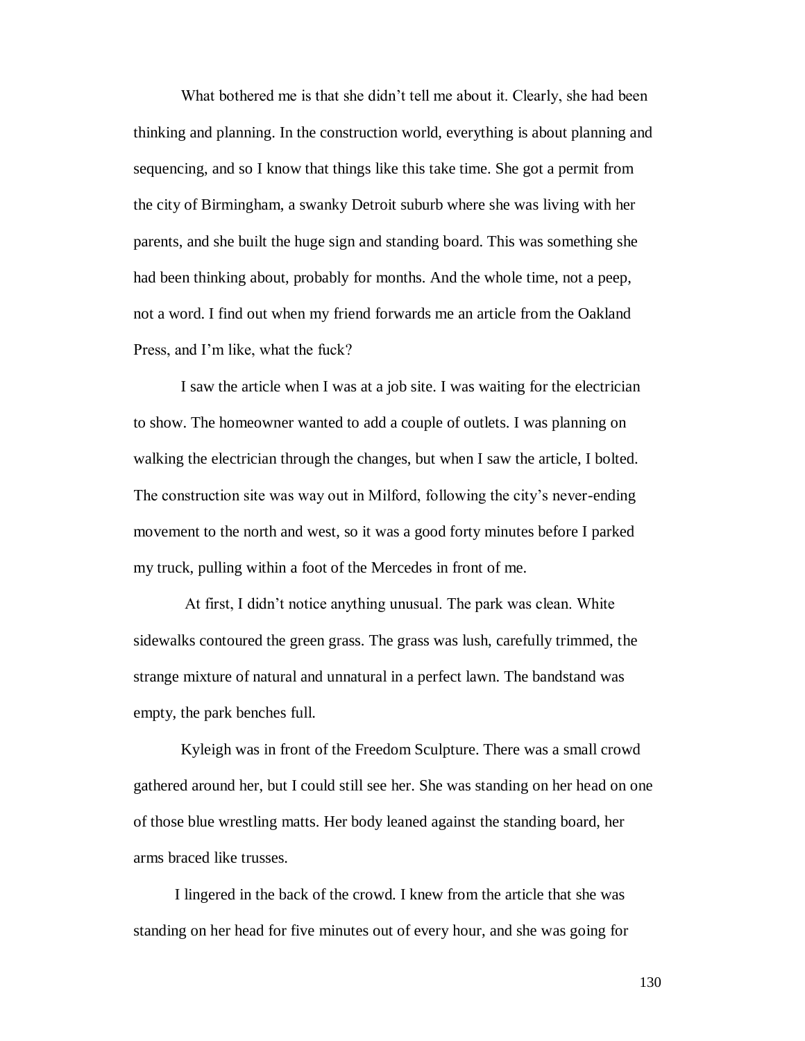What bothered me is that she didn't tell me about it. Clearly, she had been thinking and planning. In the construction world, everything is about planning and sequencing, and so I know that things like this take time. She got a permit from the city of Birmingham, a swanky Detroit suburb where she was living with her parents, and she built the huge sign and standing board. This was something she had been thinking about, probably for months. And the whole time, not a peep, not a word. I find out when my friend forwards me an article from the Oakland Press, and I'm like, what the fuck?

I saw the article when I was at a job site. I was waiting for the electrician to show. The homeowner wanted to add a couple of outlets. I was planning on walking the electrician through the changes, but when I saw the article, I bolted. The construction site was way out in Milford, following the city's never-ending movement to the north and west, so it was a good forty minutes before I parked my truck, pulling within a foot of the Mercedes in front of me.

At first, I didn't notice anything unusual. The park was clean. White sidewalks contoured the green grass. The grass was lush, carefully trimmed, the strange mixture of natural and unnatural in a perfect lawn. The bandstand was empty, the park benches full.

Kyleigh was in front of the Freedom Sculpture. There was a small crowd gathered around her, but I could still see her. She was standing on her head on one of those blue wrestling matts. Her body leaned against the standing board, her arms braced like trusses.

I lingered in the back of the crowd. I knew from the article that she was standing on her head for five minutes out of every hour, and she was going for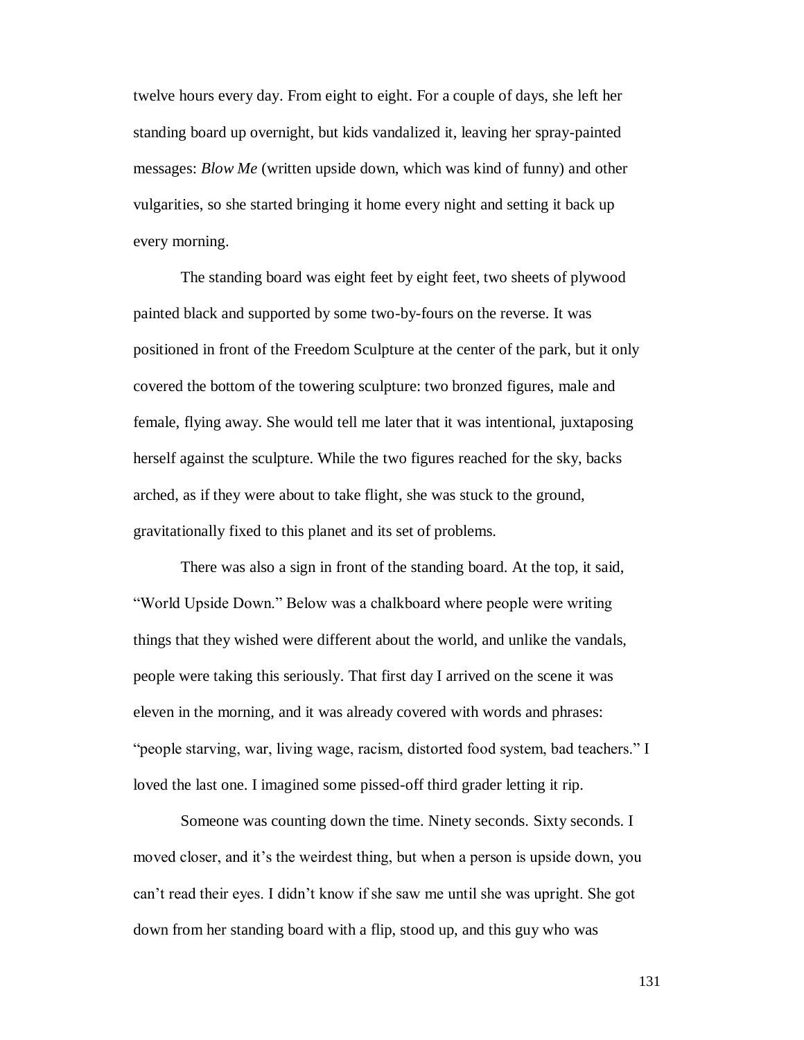twelve hours every day. From eight to eight. For a couple of days, she left her standing board up overnight, but kids vandalized it, leaving her spray-painted messages: *Blow Me* (written upside down, which was kind of funny) and other vulgarities, so she started bringing it home every night and setting it back up every morning.

The standing board was eight feet by eight feet, two sheets of plywood painted black and supported by some two-by-fours on the reverse. It was positioned in front of the Freedom Sculpture at the center of the park, but it only covered the bottom of the towering sculpture: two bronzed figures, male and female, flying away. She would tell me later that it was intentional, juxtaposing herself against the sculpture. While the two figures reached for the sky, backs arched, as if they were about to take flight, she was stuck to the ground, gravitationally fixed to this planet and its set of problems.

There was also a sign in front of the standing board. At the top, it said, "World Upside Down." Below was a chalkboard where people were writing things that they wished were different about the world, and unlike the vandals, people were taking this seriously. That first day I arrived on the scene it was eleven in the morning, and it was already covered with words and phrases: "people starving, war, living wage, racism, distorted food system, bad teachers." I loved the last one. I imagined some pissed-off third grader letting it rip.

Someone was counting down the time. Ninety seconds. Sixty seconds. I moved closer, and it's the weirdest thing, but when a person is upside down, you can't read their eyes. I didn't know if she saw me until she was upright. She got down from her standing board with a flip, stood up, and this guy who was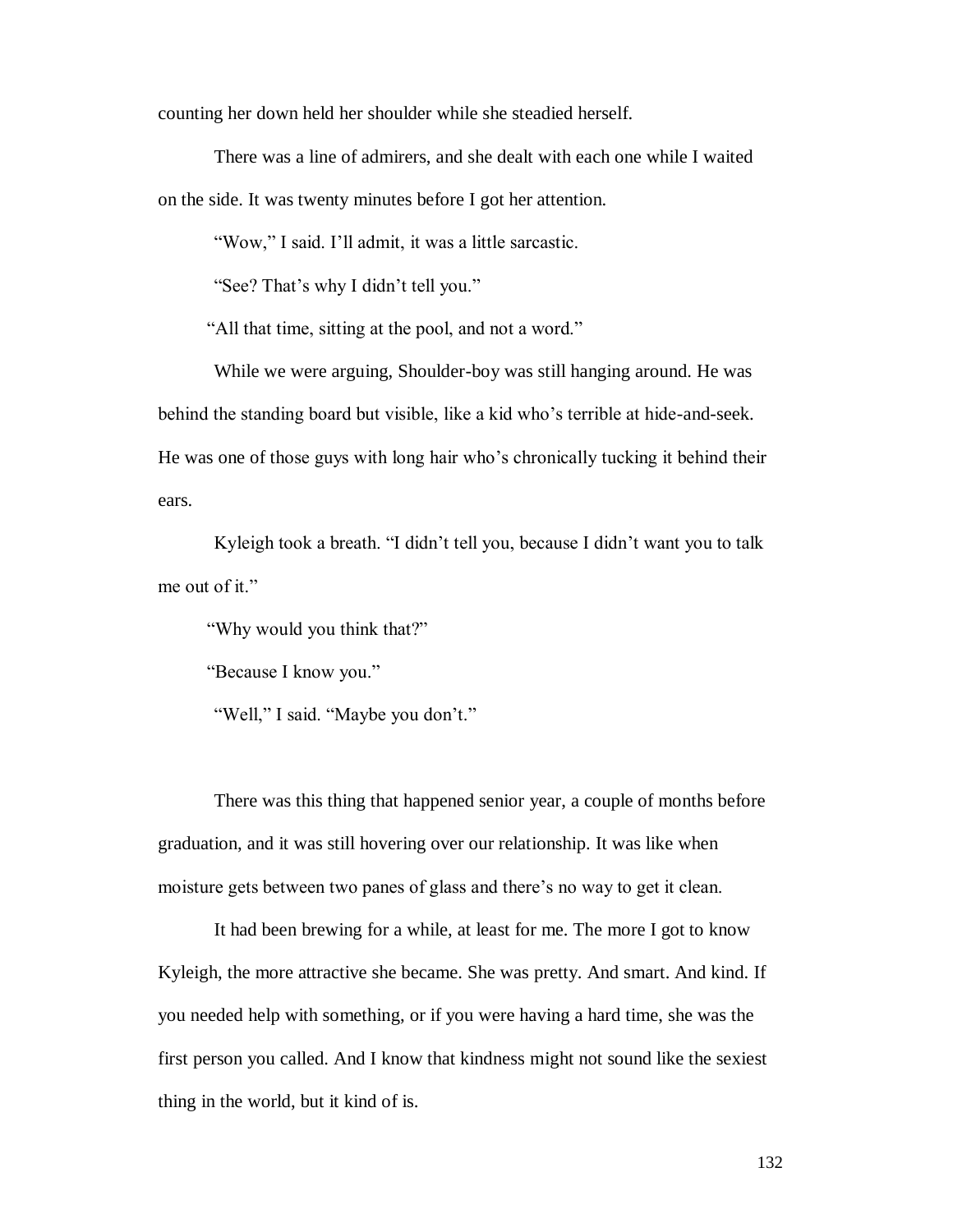counting her down held her shoulder while she steadied herself.

There was a line of admirers, and she dealt with each one while I waited on the side. It was twenty minutes before I got her attention.

"Wow," I said. I'll admit, it was a little sarcastic.

"See? That's why I didn't tell you."

"All that time, sitting at the pool, and not a word."

While we were arguing, Shoulder-boy was still hanging around. He was behind the standing board but visible, like a kid who's terrible at hide-and-seek. He was one of those guys with long hair who's chronically tucking it behind their ears.

Kyleigh took a breath. "I didn't tell you, because I didn't want you to talk me out of it."

"Why would you think that?"

"Because I know you."

"Well," I said. "Maybe you don't."

There was this thing that happened senior year, a couple of months before graduation, and it was still hovering over our relationship. It was like when moisture gets between two panes of glass and there's no way to get it clean.

It had been brewing for a while, at least for me. The more I got to know Kyleigh, the more attractive she became. She was pretty. And smart. And kind. If you needed help with something, or if you were having a hard time, she was the first person you called. And I know that kindness might not sound like the sexiest thing in the world, but it kind of is.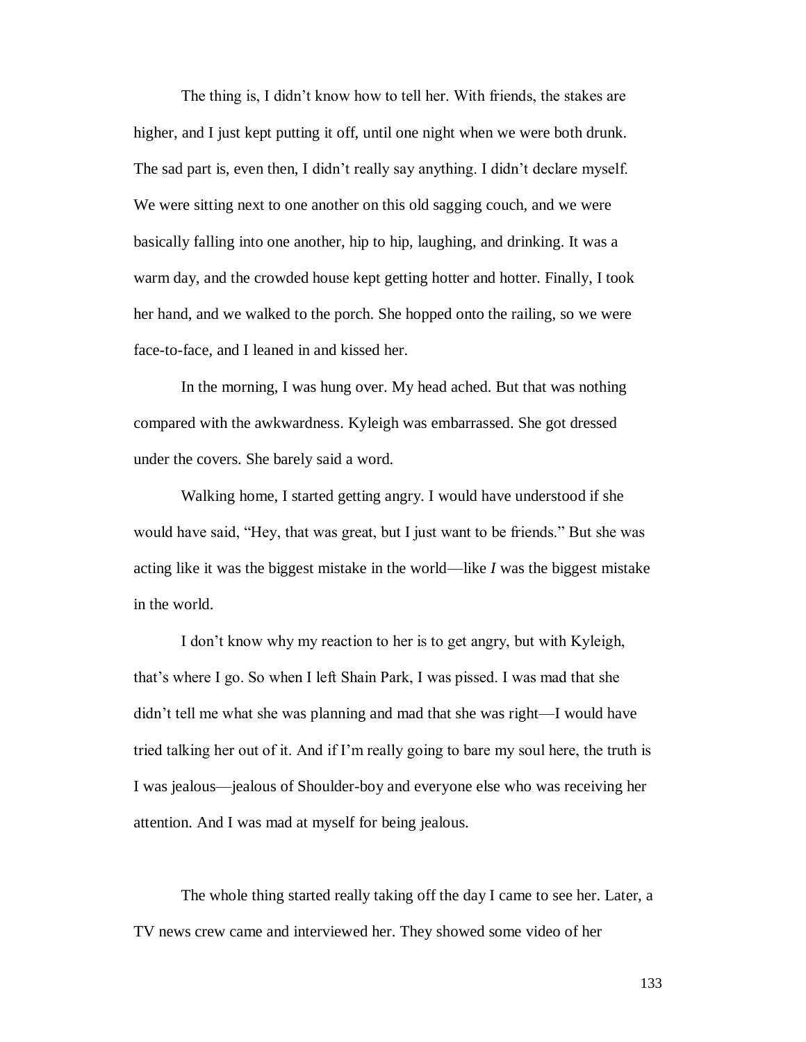The thing is, I didn't know how to tell her. With friends, the stakes are higher, and I just kept putting it off, until one night when we were both drunk. The sad part is, even then, I didn't really say anything. I didn't declare myself. We were sitting next to one another on this old sagging couch, and we were basically falling into one another, hip to hip, laughing, and drinking. It was a warm day, and the crowded house kept getting hotter and hotter. Finally, I took her hand, and we walked to the porch. She hopped onto the railing, so we were face-to-face, and I leaned in and kissed her.

In the morning, I was hung over. My head ached. But that was nothing compared with the awkwardness. Kyleigh was embarrassed. She got dressed under the covers. She barely said a word.

Walking home, I started getting angry. I would have understood if she would have said, "Hey, that was great, but I just want to be friends." But she was acting like it was the biggest mistake in the world—like *I* was the biggest mistake in the world.

I don't know why my reaction to her is to get angry, but with Kyleigh, that's where I go. So when I left Shain Park, I was pissed. I was mad that she didn't tell me what she was planning and mad that she was right—I would have tried talking her out of it. And if I'm really going to bare my soul here, the truth is I was jealous—jealous of Shoulder-boy and everyone else who was receiving her attention. And I was mad at myself for being jealous.

The whole thing started really taking off the day I came to see her. Later, a TV news crew came and interviewed her. They showed some video of her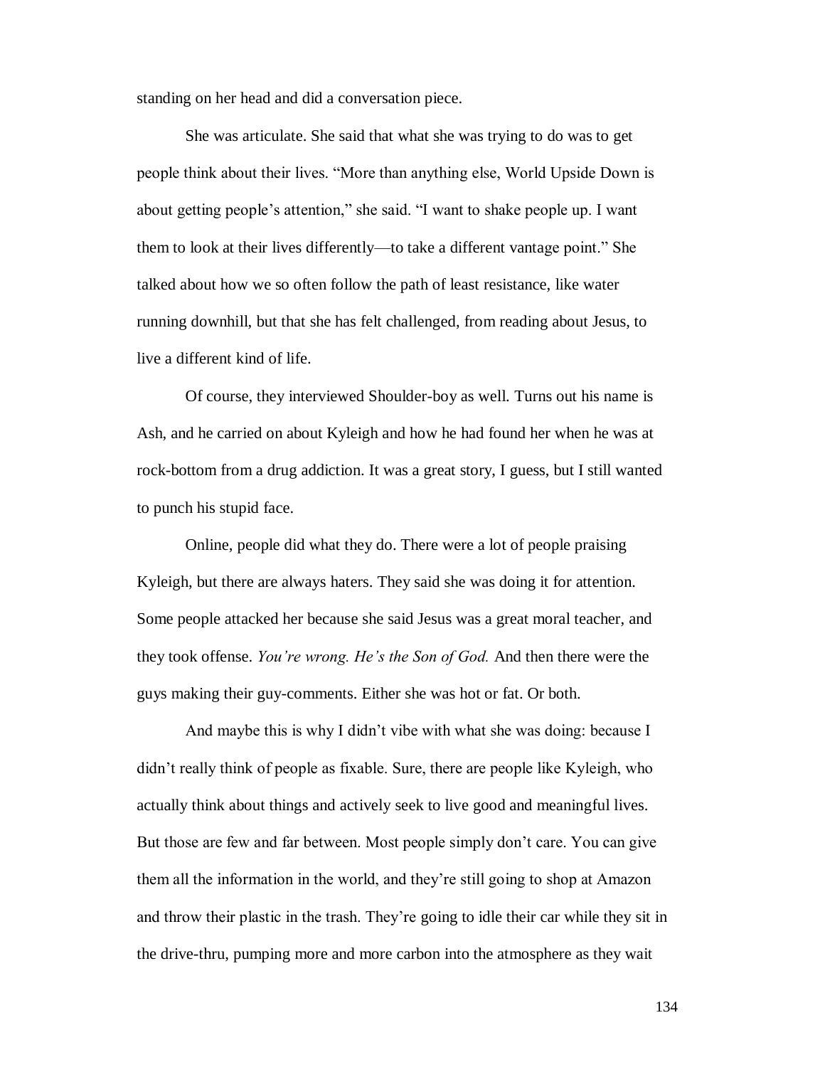standing on her head and did a conversation piece.

She was articulate. She said that what she was trying to do was to get people think about their lives. “More than anything else, World Upside Down is about getting people’s attention,” she said. “I want to shake people up. I want them to look at their lives differently—to take a different vantage point.” She talked about how we so often follow the path of least resistance, like water running downhill, but that she has felt challenged, from reading about Jesus, to live a different kind of life.

Of course, they interviewed Shoulder-boy as well. Turns out his name is Ash, and he carried on about Kyleigh and how he had found her when he was at rock-bottom from a drug addiction. It was a great story, I guess, but I still wanted to punch his stupid face.

Online, people did what they do. There were a lot of people praising Kyleigh, but there are always haters. They said she was doing it for attention. Some people attacked her because she said Jesus was a great moral teacher, and they took offense. *You’re wrong. He’s the Son of God.* And then there were the guys making their guy-comments. Either she was hot or fat. Or both.

And maybe this is why I didn’t vibe with what she was doing: because I didn’t really think of people as fixable. Sure, there are people like Kyleigh, who actually think about things and actively seek to live good and meaningful lives. But those are few and far between. Most people simply don’t care. You can give them all the information in the world, and they’re still going to shop at Amazon and throw their plastic in the trash. They’re going to idle their car while they sit in the drive-thru, pumping more and more carbon into the atmosphere as they wait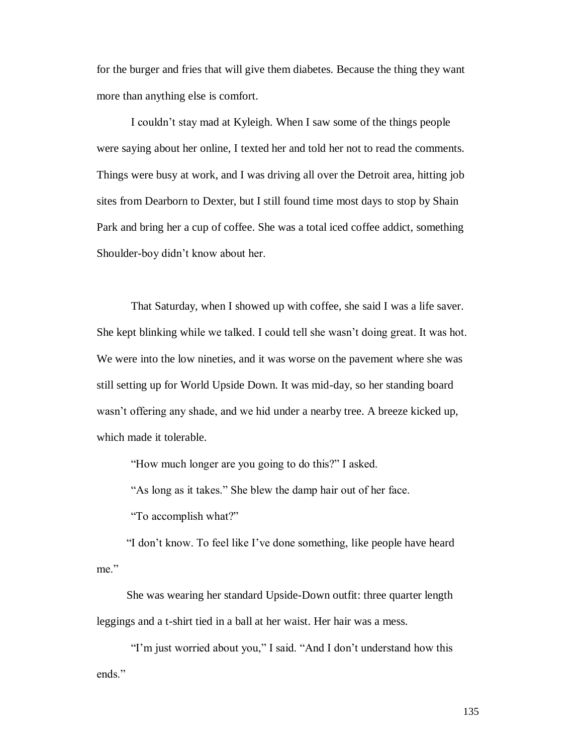for the burger and fries that will give them diabetes. Because the thing they want more than anything else is comfort.

I couldn't stay mad at Kyleigh. When I saw some of the things people were saying about her online, I texted her and told her not to read the comments. Things were busy at work, and I was driving all over the Detroit area, hitting job sites from Dearborn to Dexter, but I still found time most days to stop by Shain Park and bring her a cup of coffee. She was a total iced coffee addict, something Shoulder-boy didn't know about her.

That Saturday, when I showed up with coffee, she said I was a life saver. She kept blinking while we talked. I could tell she wasn't doing great. It was hot. We were into the low nineties, and it was worse on the pavement where she was still setting up for World Upside Down. It was mid-day, so her standing board wasn't offering any shade, and we hid under a nearby tree. A breeze kicked up, which made it tolerable.

"How much longer are you going to do this?" I asked.

"As long as it takes." She blew the damp hair out of her face.

"To accomplish what?"

"I don't know. To feel like I've done something, like people have heard me."

She was wearing her standard Upside-Down outfit: three quarter length leggings and a t-shirt tied in a ball at her waist. Her hair was a mess.

"I'm just worried about you," I said. "And I don't understand how this ends."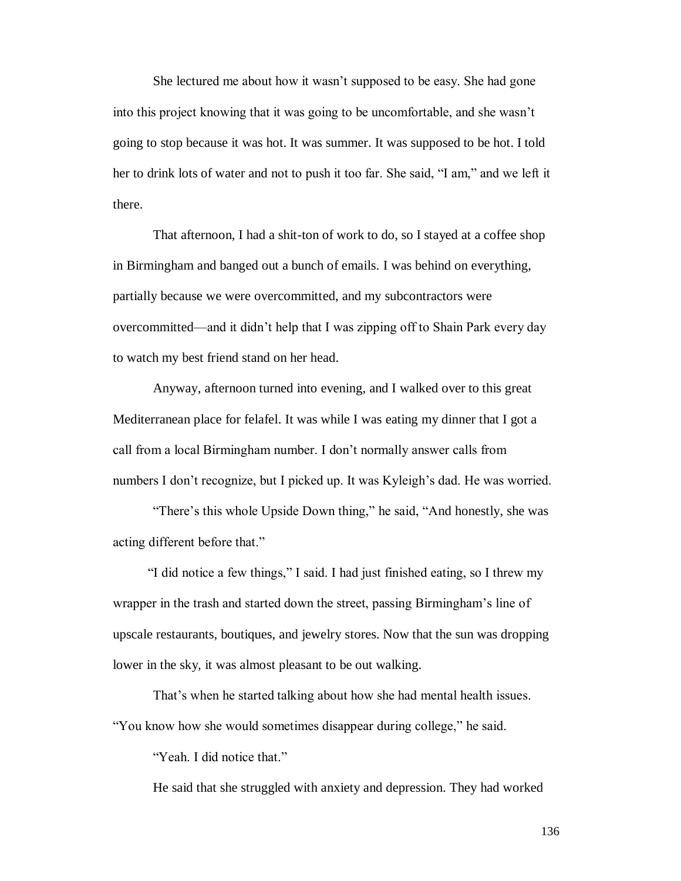She lectured me about how it wasn't supposed to be easy. She had gone into this project knowing that it was going to be uncomfortable, and she wasn't going to stop because it was hot. It was summer. It was supposed to be hot. I told her to drink lots of water and not to push it too far. She said, "I am," and we left it there.

That afternoon, I had a shit-ton of work to do, so I stayed at a coffee shop in Birmingham and banged out a bunch of emails. I was behind on everything, partially because we were overcommitted, and my subcontractors were overcommitted—and it didn't help that I was zipping off to Shain Park every day to watch my best friend stand on her head.

Anyway, afternoon turned into evening, and I walked over to this great Mediterranean place for felafel. It was while I was eating my dinner that I got a call from a local Birmingham number. I don't normally answer calls from numbers I don't recognize, but I picked up. It was Kyleigh's dad. He was worried.

"There's this whole Upside Down thing," he said, "And honestly, she was acting different before that."

"I did notice a few things," I said. I had just finished eating, so I threw my wrapper in the trash and started down the street, passing Birmingham's line of upscale restaurants, boutiques, and jewelry stores. Now that the sun was dropping lower in the sky, it was almost pleasant to be out walking.

That's when he started talking about how she had mental health issues. "You know how she would sometimes disappear during college," he said.

"Yeah. I did notice that."

He said that she struggled with anxiety and depression. They had worked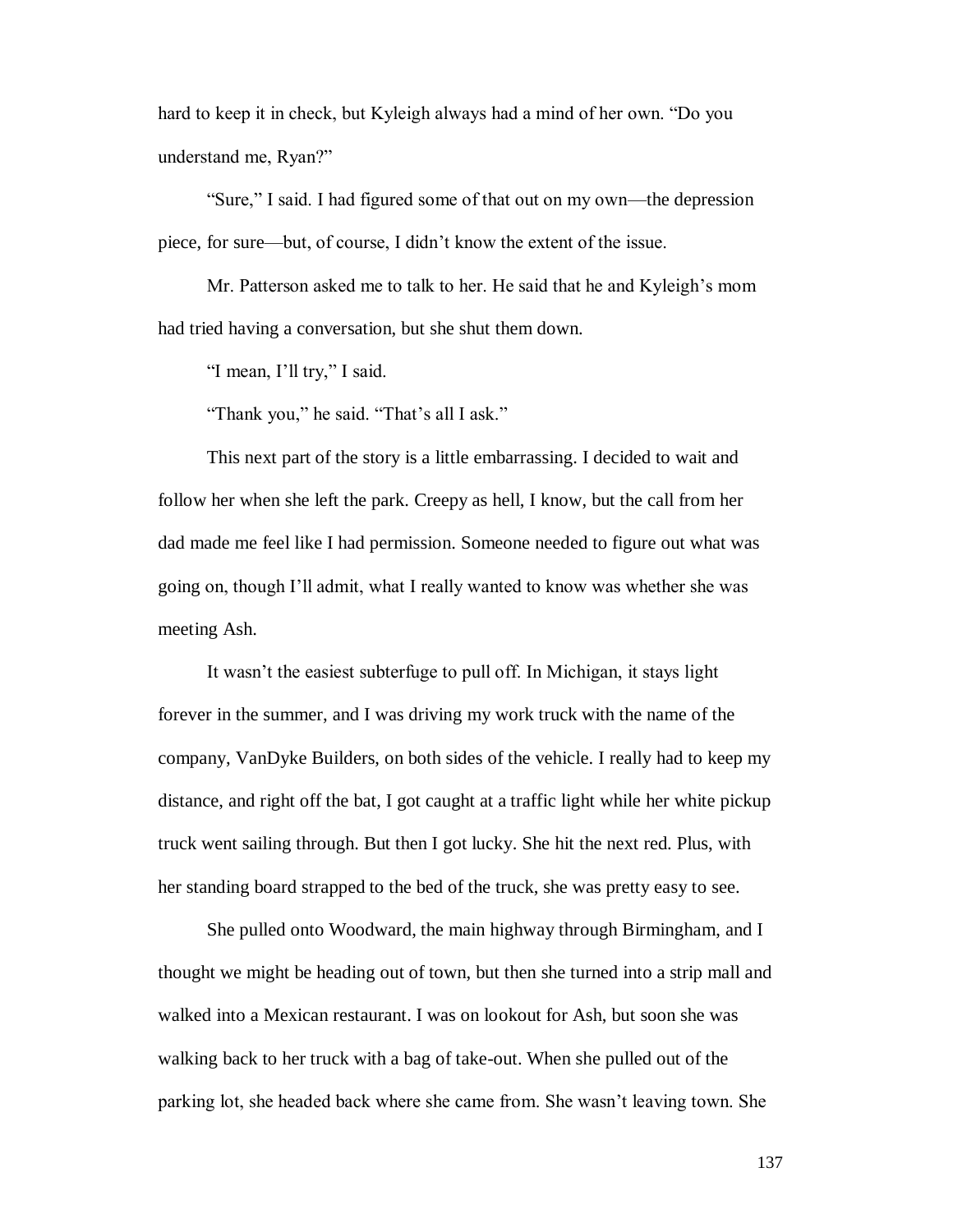hard to keep it in check, but Kyleigh always had a mind of her own. "Do you understand me, Ryan?"

"Sure," I said. I had figured some of that out on my own—the depression piece, for sure—but, of course, I didn't know the extent of the issue.

Mr. Patterson asked me to talk to her. He said that he and Kyleigh's mom had tried having a conversation, but she shut them down.

"I mean, I'll try," I said.

"Thank you," he said. "That's all I ask."

This next part of the story is a little embarrassing. I decided to wait and follow her when she left the park. Creepy as hell, I know, but the call from her dad made me feel like I had permission. Someone needed to figure out what was going on, though I'll admit, what I really wanted to know was whether she was meeting Ash.

It wasn't the easiest subterfuge to pull off. In Michigan, it stays light forever in the summer, and I was driving my work truck with the name of the company, VanDyke Builders, on both sides of the vehicle. I really had to keep my distance, and right off the bat, I got caught at a traffic light while her white pickup truck went sailing through. But then I got lucky. She hit the next red. Plus, with her standing board strapped to the bed of the truck, she was pretty easy to see.

She pulled onto Woodward, the main highway through Birmingham, and I thought we might be heading out of town, but then she turned into a strip mall and walked into a Mexican restaurant. I was on lookout for Ash, but soon she was walking back to her truck with a bag of take-out. When she pulled out of the parking lot, she headed back where she came from. She wasn't leaving town. She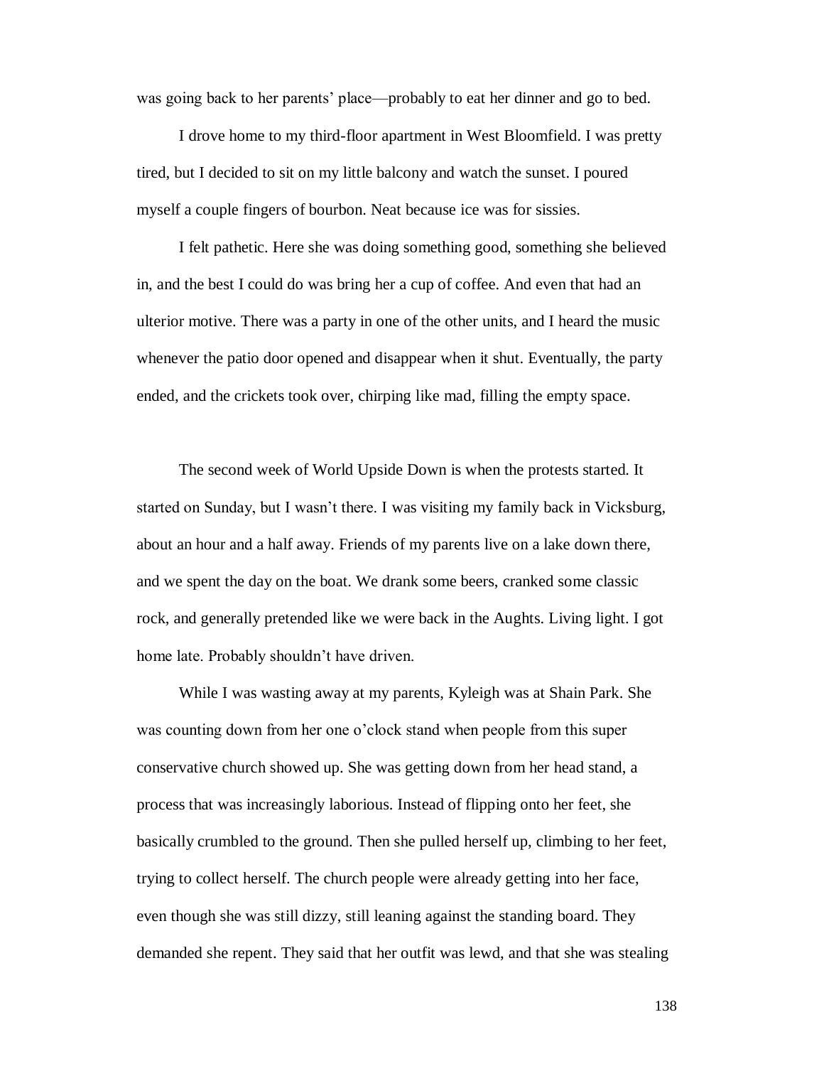was going back to her parents' place—probably to eat her dinner and go to bed.

I drove home to my third-floor apartment in West Bloomfield. I was pretty tired, but I decided to sit on my little balcony and watch the sunset. I poured myself a couple fingers of bourbon. Neat because ice was for sissies.

I felt pathetic. Here she was doing something good, something she believed in, and the best I could do was bring her a cup of coffee. And even that had an ulterior motive. There was a party in one of the other units, and I heard the music whenever the patio door opened and disappear when it shut. Eventually, the party ended, and the crickets took over, chirping like mad, filling the empty space.

The second week of World Upside Down is when the protests started. It started on Sunday, but I wasn't there. I was visiting my family back in Vicksburg, about an hour and a half away. Friends of my parents live on a lake down there, and we spent the day on the boat. We drank some beers, cranked some classic rock, and generally pretended like we were back in the Aughts. Living light. I got home late. Probably shouldn't have driven.

While I was wasting away at my parents, Kyleigh was at Shain Park. She was counting down from her one o'clock stand when people from this super conservative church showed up. She was getting down from her head stand, a process that was increasingly laborious. Instead of flipping onto her feet, she basically crumbled to the ground. Then she pulled herself up, climbing to her feet, trying to collect herself. The church people were already getting into her face, even though she was still dizzy, still leaning against the standing board. They demanded she repent. They said that her outfit was lewd, and that she was stealing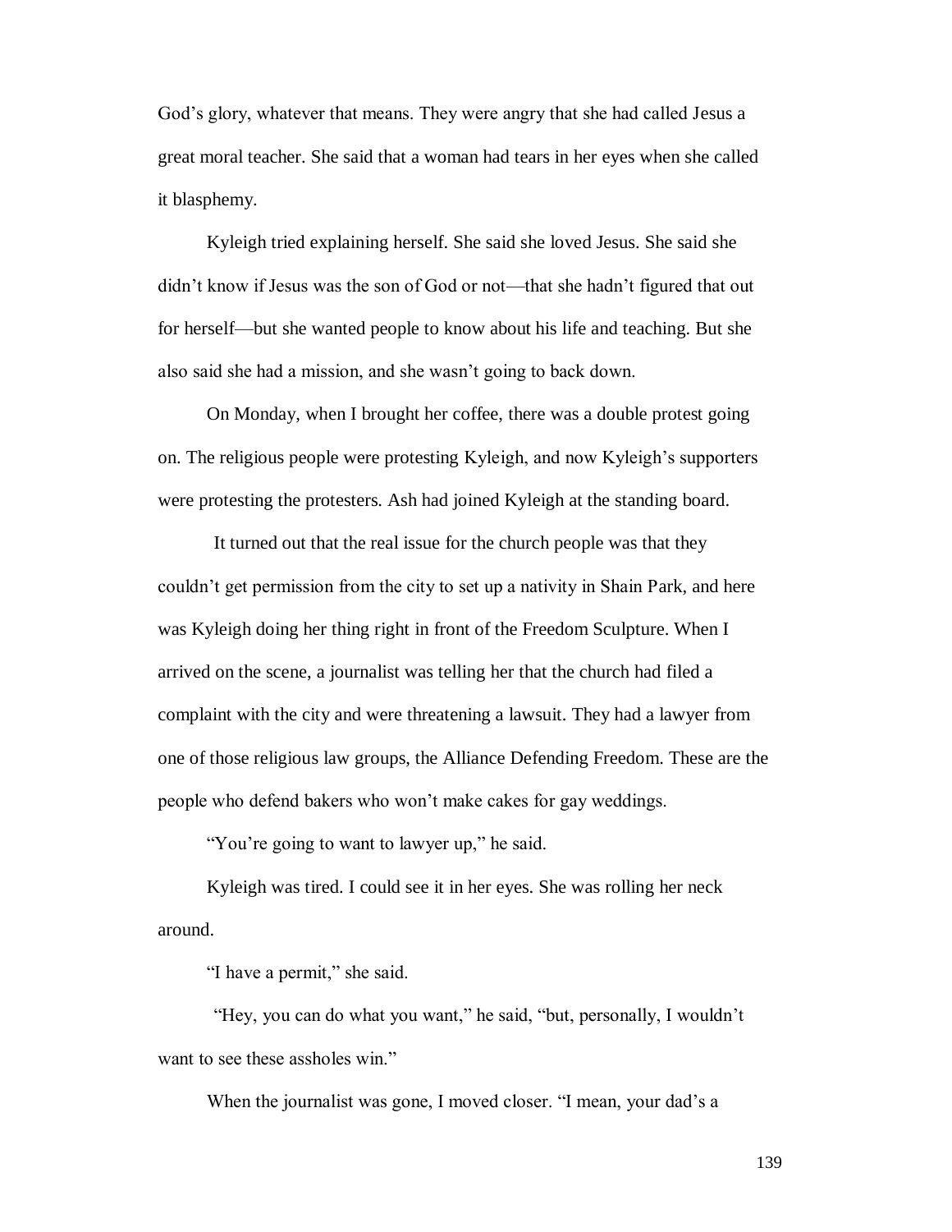God's glory, whatever that means. They were angry that she had called Jesus a great moral teacher. She said that a woman had tears in her eyes when she called it blasphemy.

Kyleigh tried explaining herself. She said she loved Jesus. She said she didn't know if Jesus was the son of God or not—that she hadn't figured that out for herself—but she wanted people to know about his life and teaching. But she also said she had a mission, and she wasn't going to back down.

On Monday, when I brought her coffee, there was a double protest going on. The religious people were protesting Kyleigh, and now Kyleigh's supporters were protesting the protesters. Ash had joined Kyleigh at the standing board.

It turned out that the real issue for the church people was that they couldn't get permission from the city to set up a nativity in Shain Park, and here was Kyleigh doing her thing right in front of the Freedom Sculpture. When I arrived on the scene, a journalist was telling her that the church had filed a complaint with the city and were threatening a lawsuit. They had a lawyer from one of those religious law groups, the Alliance Defending Freedom. These are the people who defend bakers who won't make cakes for gay weddings.

"You're going to want to lawyer up," he said.

Kyleigh was tired. I could see it in her eyes. She was rolling her neck around.

"I have a permit," she said.

"Hey, you can do what you want," he said, "but, personally, I wouldn't want to see these assholes win."

When the journalist was gone, I moved closer. "I mean, your dad's a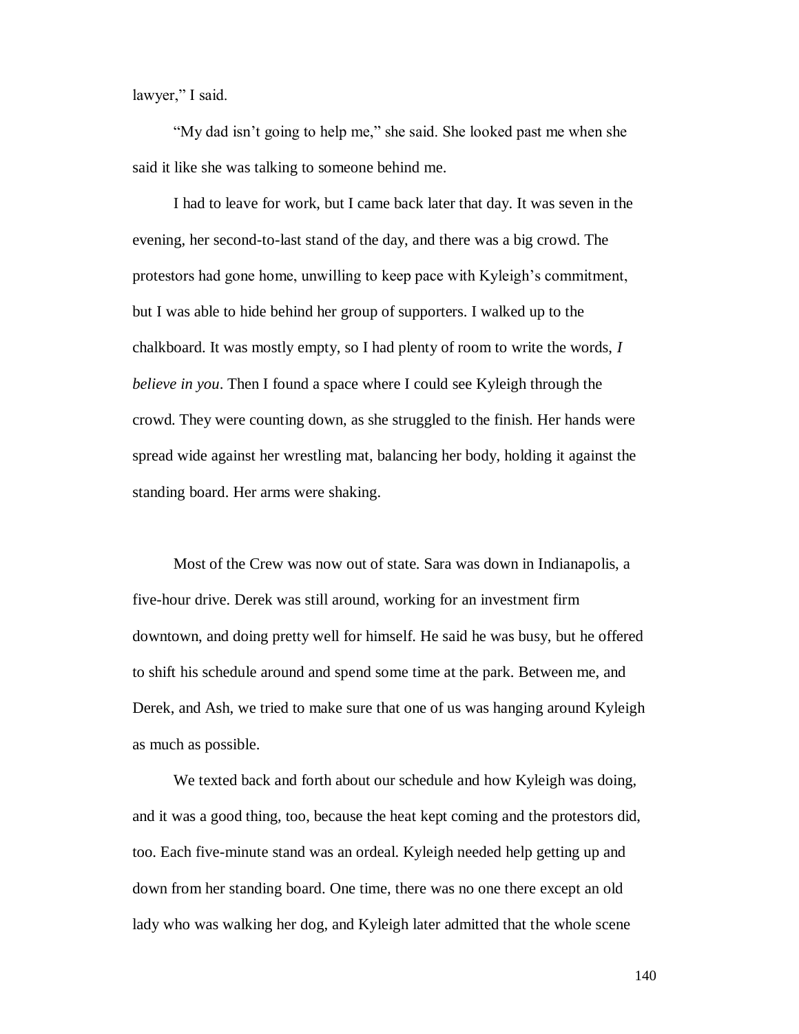lawyer," I said.

"My dad isn't going to help me," she said. She looked past me when she said it like she was talking to someone behind me.

I had to leave for work, but I came back later that day. It was seven in the evening, her second-to-last stand of the day, and there was a big crowd. The protestors had gone home, unwilling to keep pace with Kyleigh's commitment, but I was able to hide behind her group of supporters. I walked up to the chalkboard. It was mostly empty, so I had plenty of room to write the words, *I believe in you*. Then I found a space where I could see Kyleigh through the crowd. They were counting down, as she struggled to the finish. Her hands were spread wide against her wrestling mat, balancing her body, holding it against the standing board. Her arms were shaking.

Most of the Crew was now out of state. Sara was down in Indianapolis, a five-hour drive. Derek was still around, working for an investment firm downtown, and doing pretty well for himself. He said he was busy, but he offered to shift his schedule around and spend some time at the park. Between me, and Derek, and Ash, we tried to make sure that one of us was hanging around Kyleigh as much as possible.

We texted back and forth about our schedule and how Kyleigh was doing, and it was a good thing, too, because the heat kept coming and the protestors did, too. Each five-minute stand was an ordeal. Kyleigh needed help getting up and down from her standing board. One time, there was no one there except an old lady who was walking her dog, and Kyleigh later admitted that the whole scene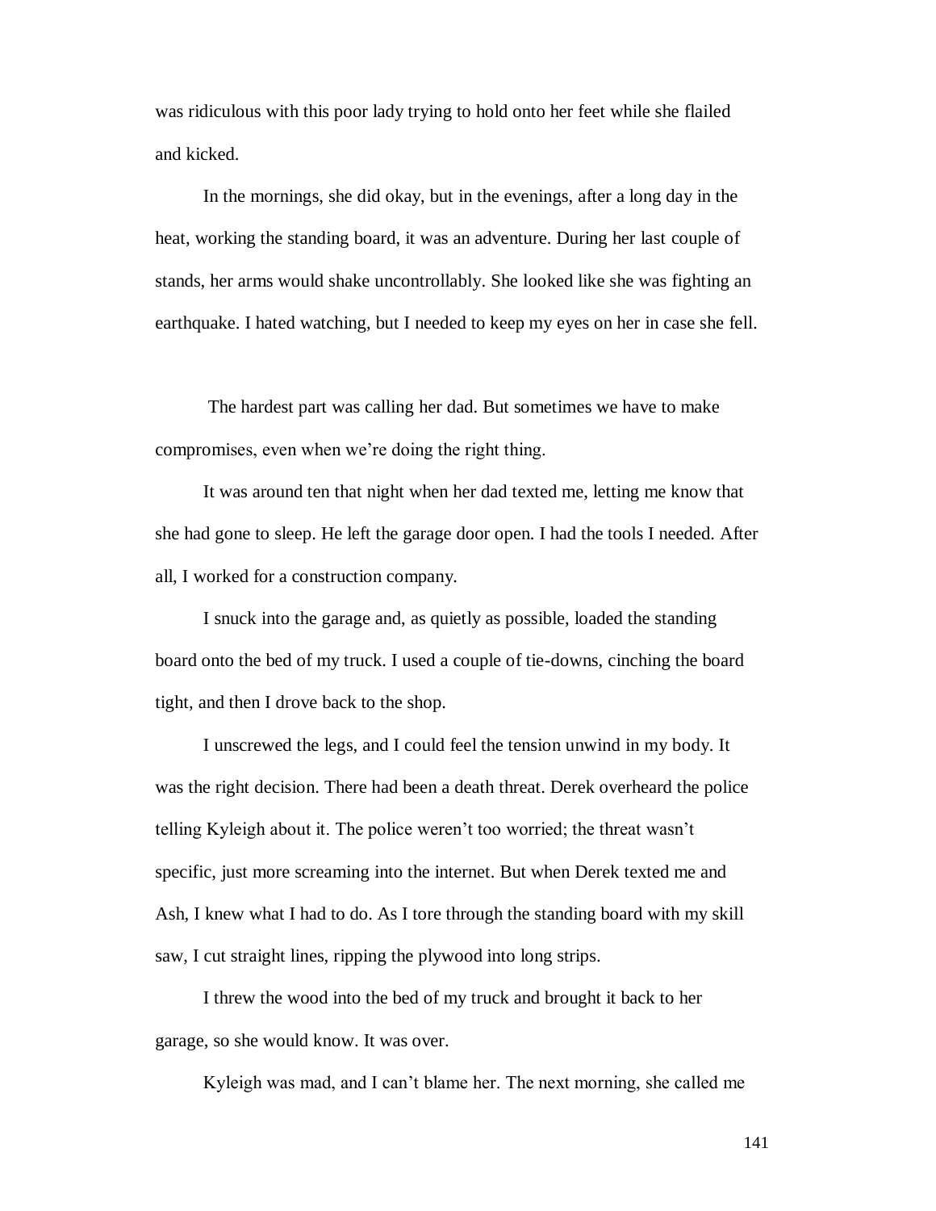was ridiculous with this poor lady trying to hold onto her feet while she flailed and kicked.

In the mornings, she did okay, but in the evenings, after a long day in the heat, working the standing board, it was an adventure. During her last couple of stands, her arms would shake uncontrollably. She looked like she was fighting an earthquake. I hated watching, but I needed to keep my eyes on her in case she fell.

The hardest part was calling her dad. But sometimes we have to make compromises, even when we're doing the right thing.

It was around ten that night when her dad texted me, letting me know that she had gone to sleep. He left the garage door open. I had the tools I needed. After all, I worked for a construction company.

I snuck into the garage and, as quietly as possible, loaded the standing board onto the bed of my truck. I used a couple of tie-downs, cinching the board tight, and then I drove back to the shop.

I unscrewed the legs, and I could feel the tension unwind in my body. It was the right decision. There had been a death threat. Derek overheard the police telling Kyleigh about it. The police weren't too worried; the threat wasn't specific, just more screaming into the internet. But when Derek texted me and Ash, I knew what I had to do. As I tore through the standing board with my skill saw, I cut straight lines, ripping the plywood into long strips.

I threw the wood into the bed of my truck and brought it back to her garage, so she would know. It was over.

Kyleigh was mad, and I can't blame her. The next morning, she called me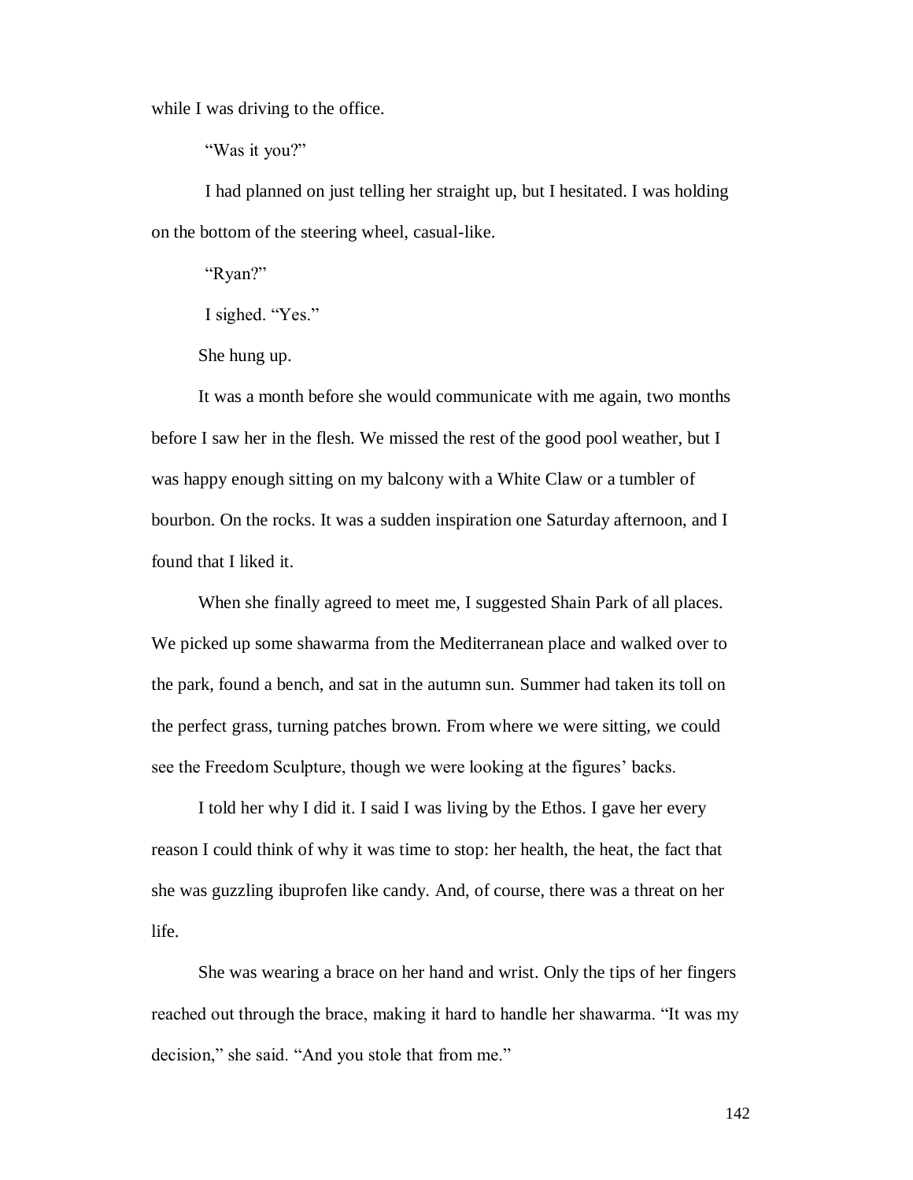while I was driving to the office.

"Was it you?"

I had planned on just telling her straight up, but I hesitated. I was holding on the bottom of the steering wheel, casual-like.

"Ryan?"

I sighed. "Yes."

She hung up.

It was a month before she would communicate with me again, two months before I saw her in the flesh. We missed the rest of the good pool weather, but I was happy enough sitting on my balcony with a White Claw or a tumbler of bourbon. On the rocks. It was a sudden inspiration one Saturday afternoon, and I found that I liked it.

When she finally agreed to meet me, I suggested Shain Park of all places. We picked up some shawarma from the Mediterranean place and walked over to the park, found a bench, and sat in the autumn sun. Summer had taken its toll on the perfect grass, turning patches brown. From where we were sitting, we could see the Freedom Sculpture, though we were looking at the figures' backs.

I told her why I did it. I said I was living by the Ethos. I gave her every reason I could think of why it was time to stop: her health, the heat, the fact that she was guzzling ibuprofen like candy. And, of course, there was a threat on her life.

She was wearing a brace on her hand and wrist. Only the tips of her fingers reached out through the brace, making it hard to handle her shawarma. "It was my decision," she said. "And you stole that from me."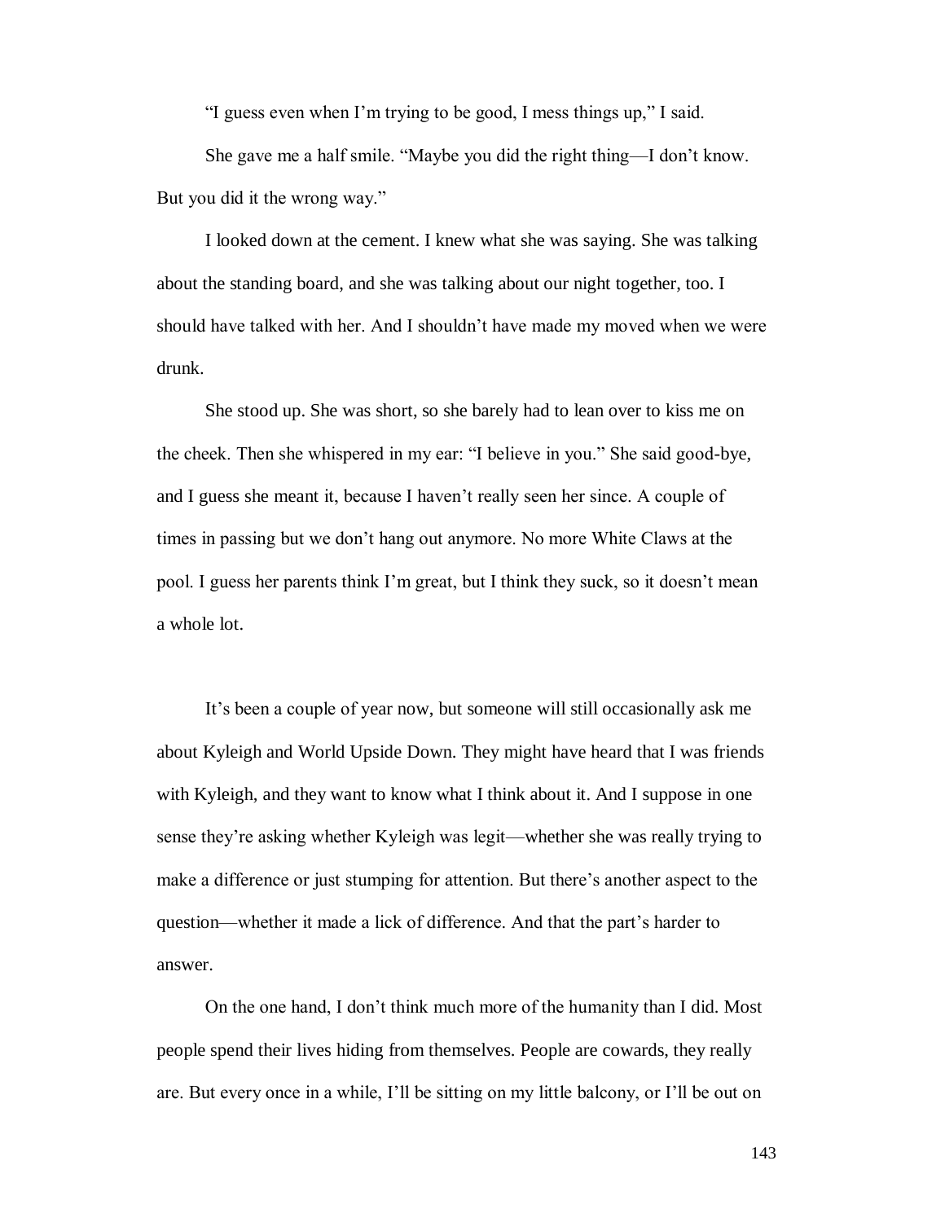"I guess even when I'm trying to be good, I mess things up," I said.

She gave me a half smile. "Maybe you did the right thing—I don't know. But you did it the wrong way."

I looked down at the cement. I knew what she was saying. She was talking about the standing board, and she was talking about our night together, too. I should have talked with her. And I shouldn't have made my moved when we were drunk.

She stood up. She was short, so she barely had to lean over to kiss me on the cheek. Then she whispered in my ear: "I believe in you." She said good-bye, and I guess she meant it, because I haven't really seen her since. A couple of times in passing but we don't hang out anymore. No more White Claws at the pool. I guess her parents think I'm great, but I think they suck, so it doesn't mean a whole lot.

It's been a couple of year now, but someone will still occasionally ask me about Kyleigh and World Upside Down. They might have heard that I was friends with Kyleigh, and they want to know what I think about it. And I suppose in one sense they're asking whether Kyleigh was legit—whether she was really trying to make a difference or just stumping for attention. But there's another aspect to the question—whether it made a lick of difference. And that the part's harder to answer.

On the one hand, I don't think much more of the humanity than I did. Most people spend their lives hiding from themselves. People are cowards, they really are. But every once in a while, I'll be sitting on my little balcony, or I'll be out on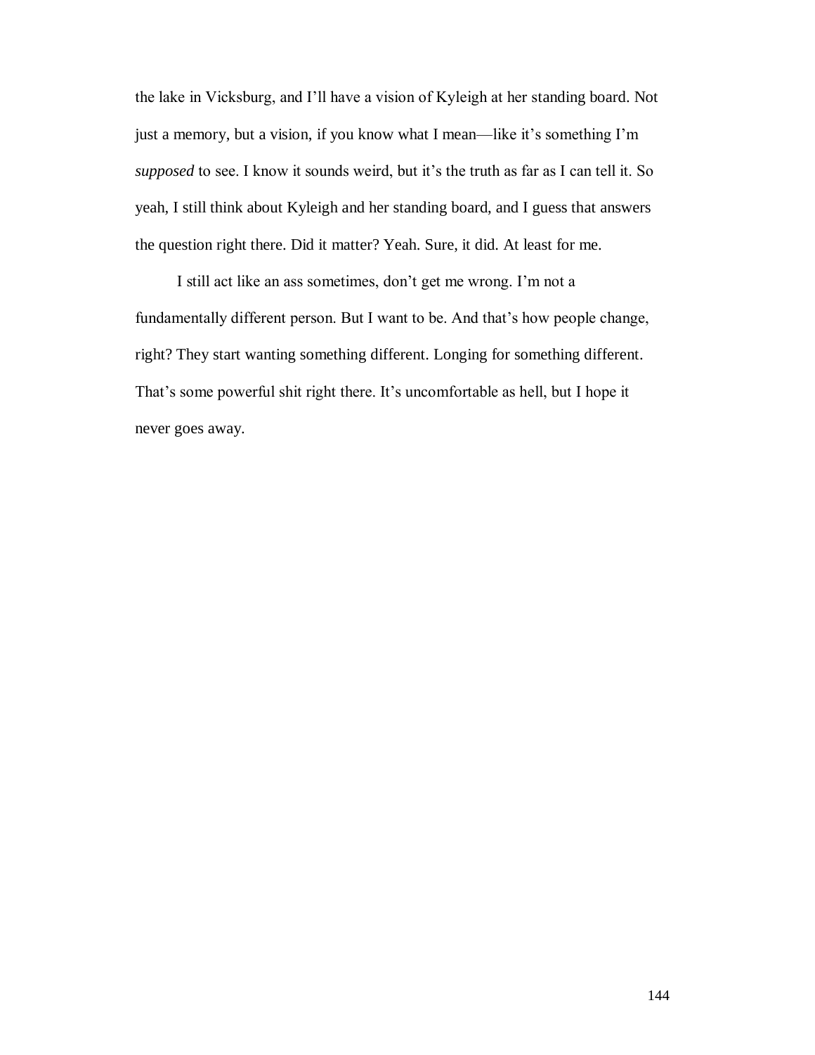the lake in Vicksburg, and I'll have a vision of Kyleigh at her standing board. Not just a memory, but a vision, if you know what I mean—like it's something I'm *supposed* to see. I know it sounds weird, but it's the truth as far as I can tell it. So yeah, I still think about Kyleigh and her standing board, and I guess that answers the question right there. Did it matter? Yeah. Sure, it did. At least for me.

I still act like an ass sometimes, don't get me wrong. I'm not a fundamentally different person. But I want to be. And that's how people change, right? They start wanting something different. Longing for something different. That's some powerful shit right there. It's uncomfortable as hell, but I hope it never goes away.